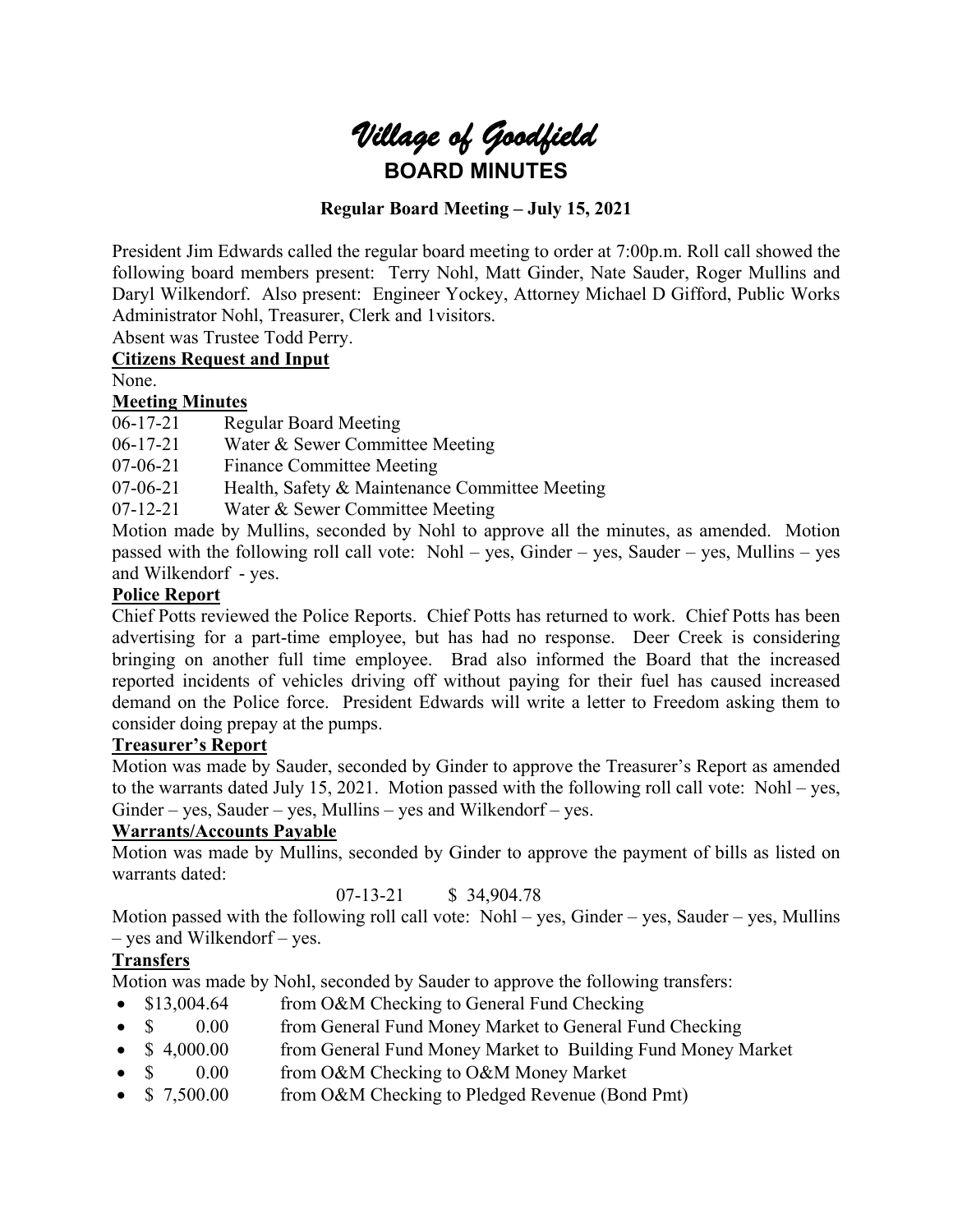# *Village of Goodfield*

## BOARD MINUTES

**Regular Board Meeting – July 15, 2021**

President Jim Edwards called the regular board meeting to order at 7:00p.m. Roll call showed the following board members present: Terry Nohl, Matt Ginder, Nate Sauder, Roger Mullins and Daryl Wilkendorf. Also present: Engineer Yockey, Attorney Michael D Gifford, Public Works Administrator Nohl, Treasurer, Clerk and 1visitors.

Absent was Trustee Todd Perry.

**Citizens Request and Input**

None.

**Meeting Minutes**

06-17-21 Regular Board Meeting
06-17-21 Water & Sewer Committee Meeting
07-06-21 Finance Committee Meeting
07-06-21 Health, Safety & Maintenance Committee Meeting
07-12-21 Water & Sewer Committee Meeting

Motion made by Mullins, seconded by Nohl to approve all the minutes, as amended. Motion passed with the following roll call vote: Nohl – yes, Ginder – yes, Sauder – yes, Mullins – yes and Wilkendorf - yes.

**Police Report**

Chief Potts reviewed the Police Reports. Chief Potts has returned to work. Chief Potts has been advertising for a part-time employee, but has had no response. Deer Creek is considering bringing on another full time employee. Brad also informed the Board that the increased reported incidents of vehicles driving off without paying for their fuel has caused increased demand on the Police force. President Edwards will write a letter to Freedom asking them to consider doing prepay at the pumps.

**Treasurer's Report**

Motion was made by Sauder, seconded by Ginder to approve the Treasurer's Report as amended to the warrants dated July 15, 2021. Motion passed with the following roll call vote: Nohl – yes, Ginder – yes, Sauder – yes, Mullins – yes and Wilkendorf – yes.

**Warrants/Accounts Payable**

Motion was made by Mullins, seconded by Ginder to approve the payment of bills as listed on warrants dated:

07-13-21 $ 34,904.78

Motion passed with the following roll call vote: Nohl – yes, Ginder – yes, Sauder – yes, Mullins – yes and Wilkendorf – yes.

**Transfers**

Motion was made by Nohl, seconded by Sauder to approve the following transfers:

- $13,004.64 from O&M Checking to General Fund Checking
- $ 0.00 from General Fund Money Market to General Fund Checking
- $ 4,000.00 from General Fund Money Market to Building Fund Money Market
- $ 0.00 from O&M Checking to O&M Money Market
- $ 7,500.00 from O&M Checking to Pledged Revenue (Bond Pmt)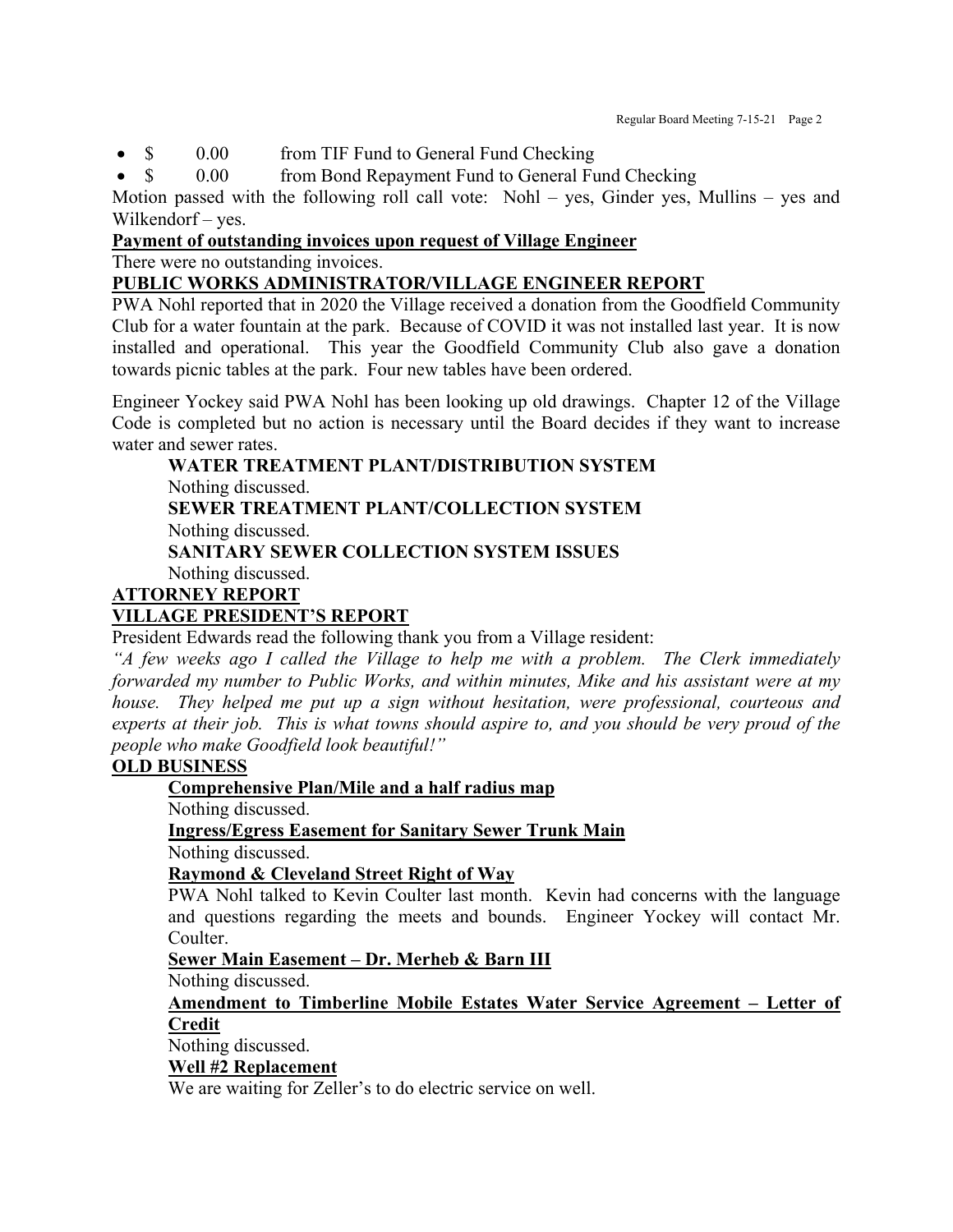- $ 0.00 from TIF Fund to General Fund Checking
- $ 0.00 from Bond Repayment Fund to General Fund Checking

Motion passed with the following roll call vote: Nohl – yes, Ginder yes, Mullins – yes and Wilkendorf – yes.

**Payment of outstanding invoices upon request of Village Engineer**

There were no outstanding invoices.

**PUBLIC WORKS ADMINISTRATOR/VILLAGE ENGINEER REPORT**

PWA Nohl reported that in 2020 the Village received a donation from the Goodfield Community Club for a water fountain at the park. Because of COVID it was not installed last year. It is now installed and operational. This year the Goodfield Community Club also gave a donation towards picnic tables at the park. Four new tables have been ordered.

Engineer Yockey said PWA Nohl has been looking up old drawings. Chapter 12 of the Village Code is completed but no action is necessary until the Board decides if they want to increase water and sewer rates.

**WATER TREATMENT PLANT/DISTRIBUTION SYSTEM**

Nothing discussed.

**SEWER TREATMENT PLANT/COLLECTION SYSTEM**

Nothing discussed.

**SANITARY SEWER COLLECTION SYSTEM ISSUES**

Nothing discussed.

**ATTORNEY REPORT**

**VILLAGE PRESIDENT'S REPORT**

President Edwards read the following thank you from a Village resident:

*"A few weeks ago I called the Village to help me with a problem. The Clerk immediately forwarded my number to Public Works, and within minutes, Mike and his assistant were at my house. They helped me put up a sign without hesitation, were professional, courteous and experts at their job. This is what towns should aspire to, and you should be very proud of the people who make Goodfield look beautiful!"*

**OLD BUSINESS**

**Comprehensive Plan/Mile and a half radius map**

Nothing discussed.

**Ingress/Egress Easement for Sanitary Sewer Trunk Main**

Nothing discussed.

**Raymond & Cleveland Street Right of Way**

PWA Nohl talked to Kevin Coulter last month. Kevin had concerns with the language and questions regarding the meets and bounds. Engineer Yockey will contact Mr. Coulter.

**Sewer Main Easement – Dr. Merheb & Barn III**

Nothing discussed.

**Amendment to Timberline Mobile Estates Water Service Agreement – Letter of Credit**

Nothing discussed.

**Well #2 Replacement**

We are waiting for Zeller's to do electric service on well.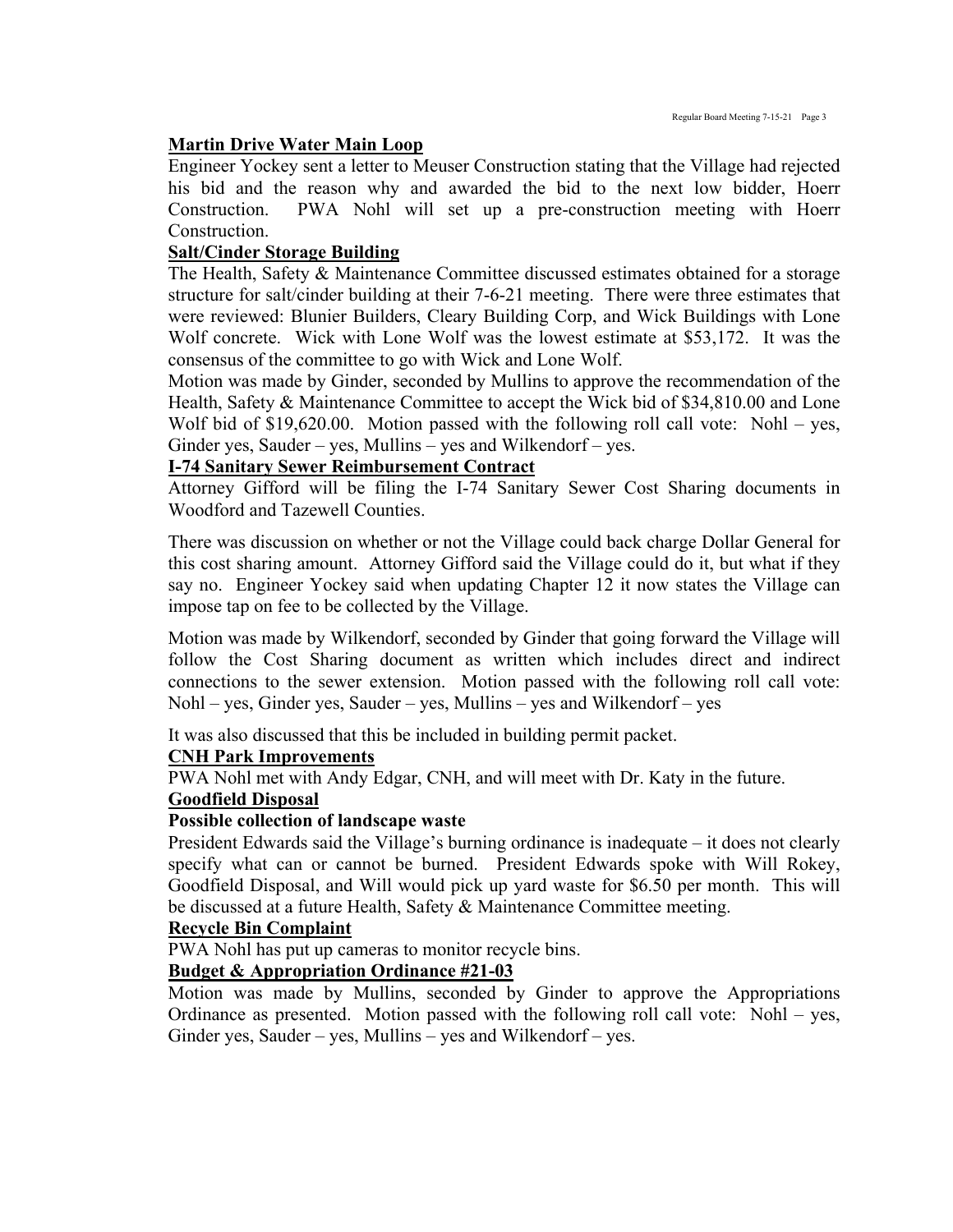**Martin Drive Water Main Loop**

Engineer Yockey sent a letter to Meuser Construction stating that the Village had rejected his bid and the reason why and awarded the bid to the next low bidder, Hoerr Construction. PWA Nohl will set up a pre-construction meeting with Hoerr Construction.

**Salt/Cinder Storage Building**

The Health, Safety & Maintenance Committee discussed estimates obtained for a storage structure for salt/cinder building at their 7-6-21 meeting. There were three estimates that were reviewed: Blunier Builders, Cleary Building Corp, and Wick Buildings with Lone Wolf concrete. Wick with Lone Wolf was the lowest estimate at $53,172. It was the consensus of the committee to go with Wick and Lone Wolf.

Motion was made by Ginder, seconded by Mullins to approve the recommendation of the Health, Safety & Maintenance Committee to accept the Wick bid of $34,810.00 and Lone Wolf bid of $19,620.00. Motion passed with the following roll call vote: Nohl – yes, Ginder yes, Sauder – yes, Mullins – yes and Wilkendorf – yes.

**I-74 Sanitary Sewer Reimbursement Contract**

Attorney Gifford will be filing the I-74 Sanitary Sewer Cost Sharing documents in Woodford and Tazewell Counties.

There was discussion on whether or not the Village could back charge Dollar General for this cost sharing amount. Attorney Gifford said the Village could do it, but what if they say no. Engineer Yockey said when updating Chapter 12 it now states the Village can impose tap on fee to be collected by the Village.

Motion was made by Wilkendorf, seconded by Ginder that going forward the Village will follow the Cost Sharing document as written which includes direct and indirect connections to the sewer extension. Motion passed with the following roll call vote: Nohl – yes, Ginder yes, Sauder – yes, Mullins – yes and Wilkendorf – yes

It was also discussed that this be included in building permit packet.

**CNH Park Improvements**

PWA Nohl met with Andy Edgar, CNH, and will meet with Dr. Katy in the future.

**Goodfield Disposal**

**Possible collection of landscape waste**

President Edwards said the Village's burning ordinance is inadequate – it does not clearly specify what can or cannot be burned. President Edwards spoke with Will Rokey, Goodfield Disposal, and Will would pick up yard waste for $6.50 per month. This will be discussed at a future Health, Safety & Maintenance Committee meeting.

**Recycle Bin Complaint**

PWA Nohl has put up cameras to monitor recycle bins.

**Budget & Appropriation Ordinance #21-03**

Motion was made by Mullins, seconded by Ginder to approve the Appropriations Ordinance as presented. Motion passed with the following roll call vote: Nohl – yes, Ginder yes, Sauder – yes, Mullins – yes and Wilkendorf – yes.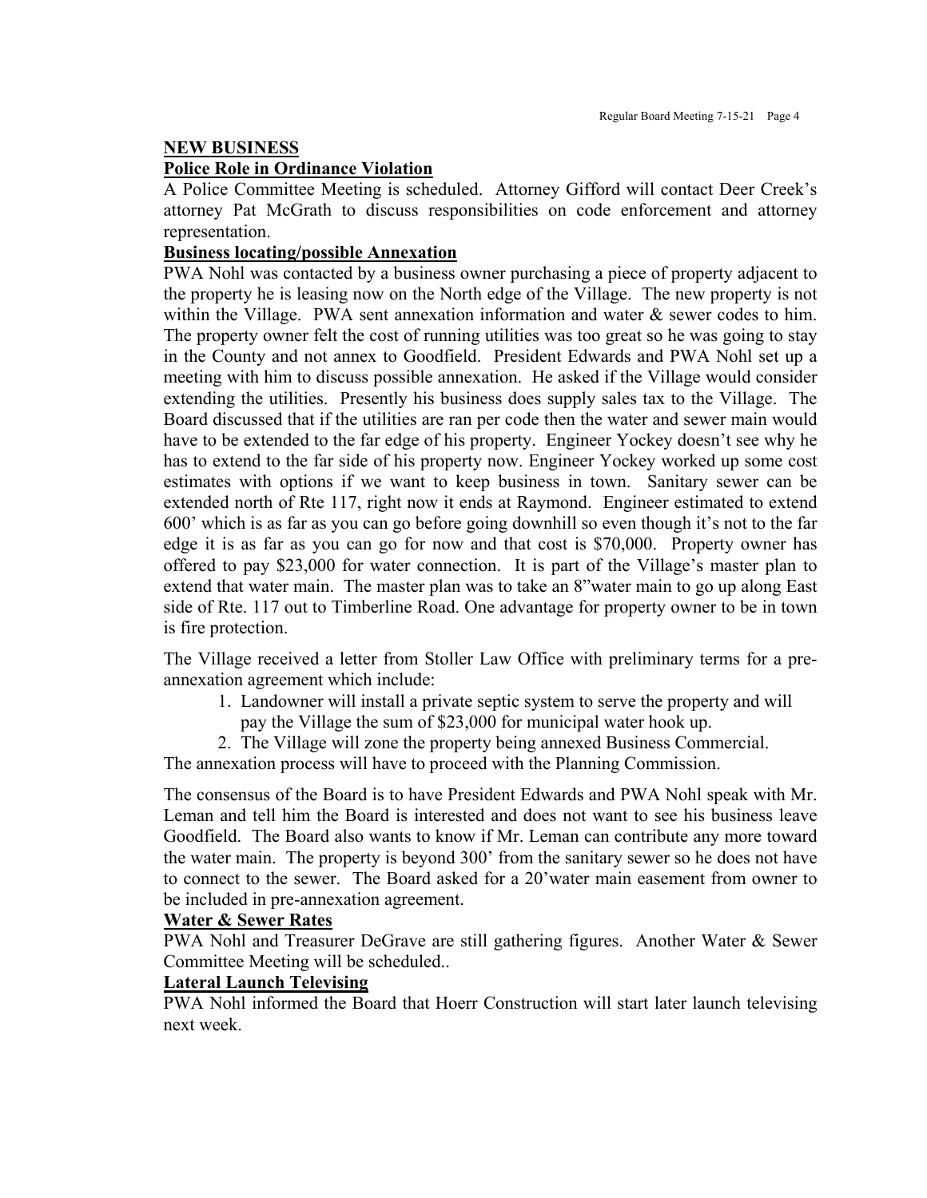## NEW BUSINESS

### Police Role in Ordinance Violation

A Police Committee Meeting is scheduled. Attorney Gifford will contact Deer Creek's attorney Pat McGrath to discuss responsibilities on code enforcement and attorney representation.

### Business locating/possible Annexation

PWA Nohl was contacted by a business owner purchasing a piece of property adjacent to the property he is leasing now on the North edge of the Village. The new property is not within the Village. PWA sent annexation information and water & sewer codes to him. The property owner felt the cost of running utilities was too great so he was going to stay in the County and not annex to Goodfield. President Edwards and PWA Nohl set up a meeting with him to discuss possible annexation. He asked if the Village would consider extending the utilities. Presently his business does supply sales tax to the Village. The Board discussed that if the utilities are ran per code then the water and sewer main would have to be extended to the far edge of his property. Engineer Yockey doesn't see why he has to extend to the far side of his property now. Engineer Yockey worked up some cost estimates with options if we want to keep business in town. Sanitary sewer can be extended north of Rte 117, right now it ends at Raymond. Engineer estimated to extend 600' which is as far as you can go before going downhill so even though it's not to the far edge it is as far as you can go for now and that cost is $70,000. Property owner has offered to pay $23,000 for water connection. It is part of the Village's master plan to extend that water main. The master plan was to take an 8"water main to go up along East side of Rte. 117 out to Timberline Road. One advantage for property owner to be in town is fire protection.

The Village received a letter from Stoller Law Office with preliminary terms for a pre-annexation agreement which include:

1. Landowner will install a private septic system to serve the property and will pay the Village the sum of $23,000 for municipal water hook up.
2. The Village will zone the property being annexed Business Commercial.

The annexation process will have to proceed with the Planning Commission.

The consensus of the Board is to have President Edwards and PWA Nohl speak with Mr. Leman and tell him the Board is interested and does not want to see his business leave Goodfield. The Board also wants to know if Mr. Leman can contribute any more toward the water main. The property is beyond 300' from the sanitary sewer so he does not have to connect to the sewer. The Board asked for a 20'water main easement from owner to be included in pre-annexation agreement.

### Water & Sewer Rates

PWA Nohl and Treasurer DeGrave are still gathering figures. Another Water & Sewer Committee Meeting will be scheduled..

### Lateral Launch Televising

PWA Nohl informed the Board that Hoerr Construction will start later launch televising next week.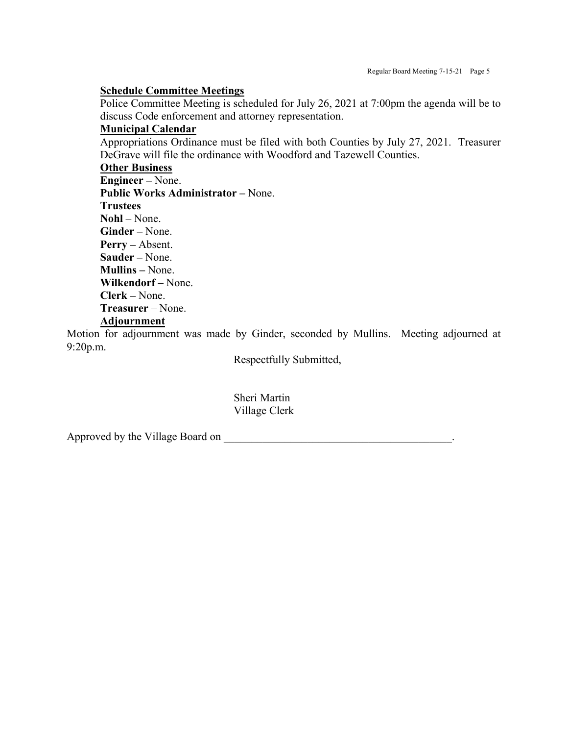**Schedule Committee Meetings**

Police Committee Meeting is scheduled for July 26, 2021 at 7:00pm the agenda will be to discuss Code enforcement and attorney representation.

**Municipal Calendar**

Appropriations Ordinance must be filed with both Counties by July 27, 2021. Treasurer DeGrave will file the ordinance with Woodford and Tazewell Counties.

**Other Business**

**Engineer –** None.

**Public Works Administrator –** None.

**Trustees**

**Nohl** – None.

**Ginder –** None.

**Perry –** Absent.

**Sauder –** None.

**Mullins –** None.

**Wilkendorf –** None.

**Clerk –** None.

**Treasurer** – None.

**Adjournment**

Motion for adjournment was made by Ginder, seconded by Mullins. Meeting adjourned at 9:20p.m.

Respectfully Submitted,

Sheri Martin
Village Clerk

Approved by the Village Board on \_\_\_\_\_\_\_\_\_\_\_\_\_\_\_\_\_\_\_\_\_\_\_\_\_\_\_\_\_\_\_\_\_\_\_\_\_\_\_\_\_\_.